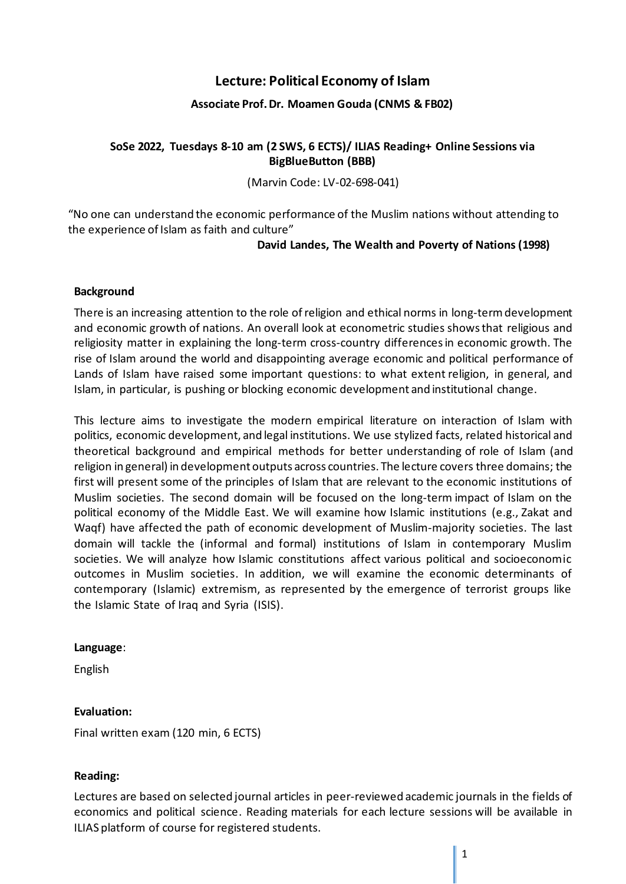# Lecture: Political Economy of Islam

**Associate Prof. Dr. Moamen Gouda (CNMS & FB02)**

**SoSe 2022, Tuesdays 8-10 am (2 SWS, 6 ECTS)/ ILIAS Reading+ Online Sessions via BigBlueButton (BBB)**

(Marvin Code: LV-02-698-041)

"No one can understand the economic performance of the Muslim nations without attending to the experience of Islam as faith and culture"

**David Landes, The Wealth and Poverty of Nations (1998)**

**Background**

There is an increasing attention to the role of religion and ethical norms in long-term development and economic growth of nations. An overall look at econometric studies shows that religious and religiosity matter in explaining the long-term cross-country differences in economic growth. The rise of Islam around the world and disappointing average economic and political performance of Lands of Islam have raised some important questions: to what extent religion, in general, and Islam, in particular, is pushing or blocking economic development and institutional change.

This lecture aims to investigate the modern empirical literature on interaction of Islam with politics, economic development, and legal institutions. We use stylized facts, related historical and theoretical background and empirical methods for better understanding of role of Islam (and religion in general) in development outputs across countries. The lecture covers three domains; the first will present some of the principles of Islam that are relevant to the economic institutions of Muslim societies. The second domain will be focused on the long-term impact of Islam on the political economy of the Middle East. We will examine how Islamic institutions (e.g., Zakat and Waqf) have affected the path of economic development of Muslim-majority societies. The last domain will tackle the (informal and formal) institutions of Islam in contemporary Muslim societies. We will analyze how Islamic constitutions affect various political and socioeconomic outcomes in Muslim societies. In addition, we will examine the economic determinants of contemporary (Islamic) extremism, as represented by the emergence of terrorist groups like the Islamic State of Iraq and Syria (ISIS).

**Language**:

English

**Evaluation:**

Final written exam (120 min, 6 ECTS)

**Reading:**

Lectures are based on selected journal articles in peer-reviewed academic journals in the fields of economics and political science. Reading materials for each lecture sessions will be available in ILIAS platform of course for registered students.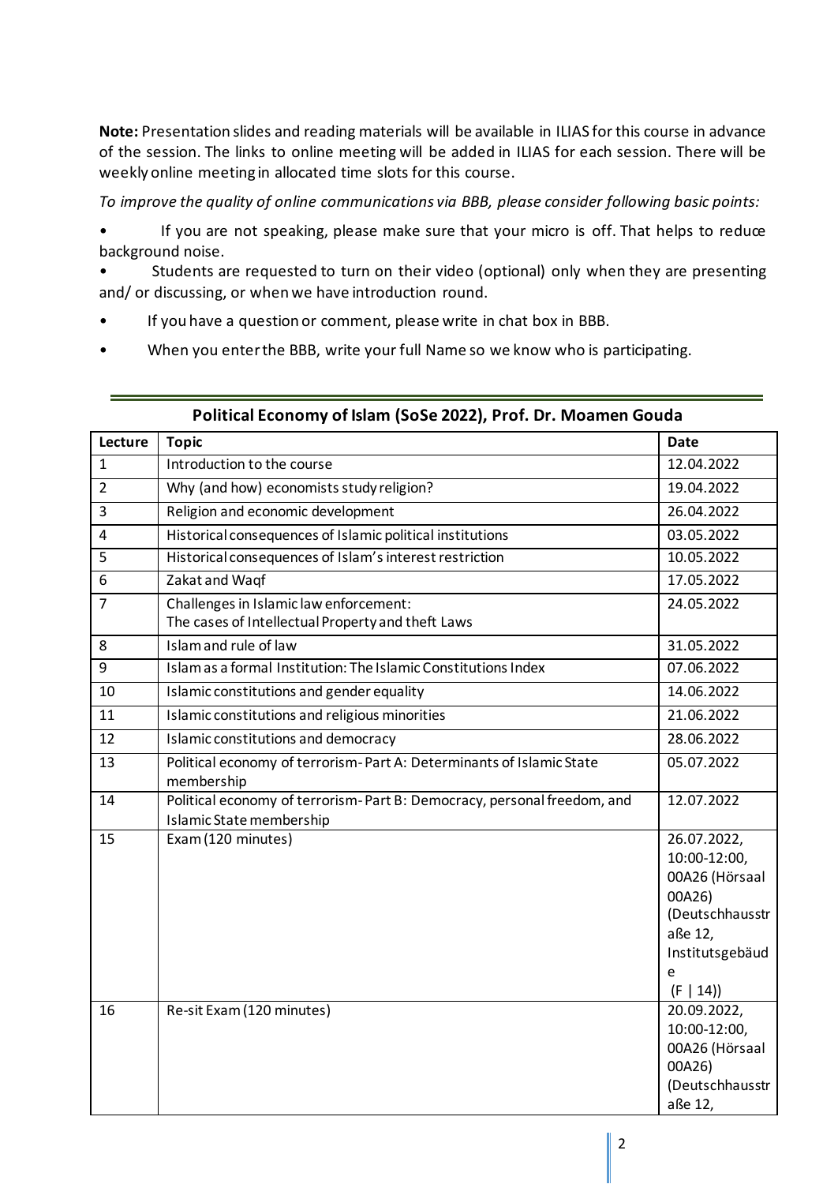**Note:** Presentation slides and reading materials will be available in ILIAS for this course in advance of the session. The links to online meeting will be added in ILIAS for each session. There will be weekly online meeting in allocated time slots for this course.

*To improve the quality of online communications via BBB, please consider following basic points:*

- If you are not speaking, please make sure that your micro is off. That helps to reduce background noise.
- Students are requested to turn on their video (optional) only when they are presenting and/ or discussing, or when we have introduction round.
- If you have a question or comment, please write in chat box in BBB.
- When you enter the BBB, write your full Name so we know who is participating.

---

## Political Economy of Islam (SoSe 2022), Prof. Dr. Moamen Gouda

| Lecture | Topic | Date |
|---|---|---|
| 1 | Introduction to the course | 12.04.2022 |
| 2 | Why (and how) economists study religion? | 19.04.2022 |
| 3 | Religion and economic development | 26.04.2022 |
| 4 | Historical consequences of Islamic political institutions | 03.05.2022 |
| 5 | Historical consequences of Islam's interest restriction | 10.05.2022 |
| 6 | Zakat and Waqf | 17.05.2022 |
| 7 | Challenges in Islamic law enforcement: The cases of Intellectual Property and theft Laws | 24.05.2022 |
| 8 | Islam and rule of law | 31.05.2022 |
| 9 | Islam as a formal Institution: The Islamic Constitutions Index | 07.06.2022 |
| 10 | Islamic constitutions and gender equality | 14.06.2022 |
| 11 | Islamic constitutions and religious minorities | 21.06.2022 |
| 12 | Islamic constitutions and democracy | 28.06.2022 |
| 13 | Political economy of terrorism- Part A: Determinants of Islamic State membership | 05.07.2022 |
| 14 | Political economy of terrorism- Part B: Democracy, personal freedom, and Islamic State membership | 12.07.2022 |
| 15 | Exam (120 minutes) | 26.07.2022, 10:00-12:00, 00A26 (Hörsaal 00A26) (Deutschhausstraße 12, Institutsgebäude (F \| 14)) |
| 16 | Re-sit Exam (120 minutes) | 20.09.2022, 10:00-12:00, 00A26 (Hörsaal 00A26) (Deutschhausstraße 12, |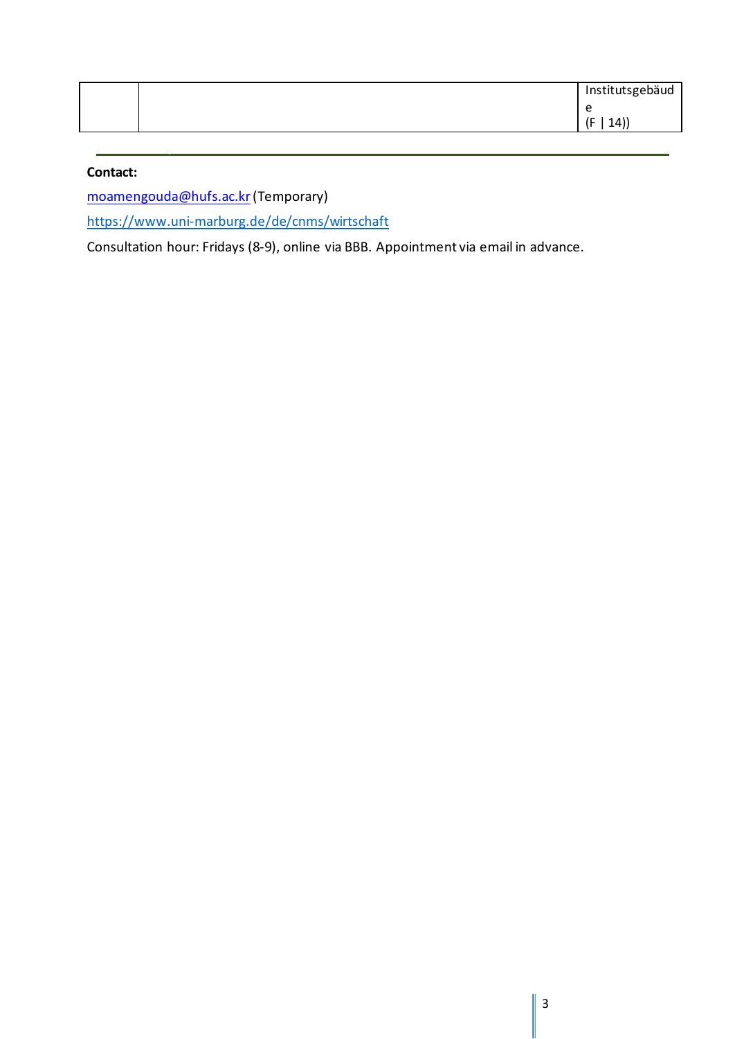| | | |
|---|---|---|
| | | Institutsgebäude (F \| 14)) |

**Contact:**

moamengouda@hufs.ac.kr (Temporary)

https://www.uni-marburg.de/de/cnms/wirtschaft

Consultation hour: Fridays (8-9), online via BBB. Appointment via email in advance.